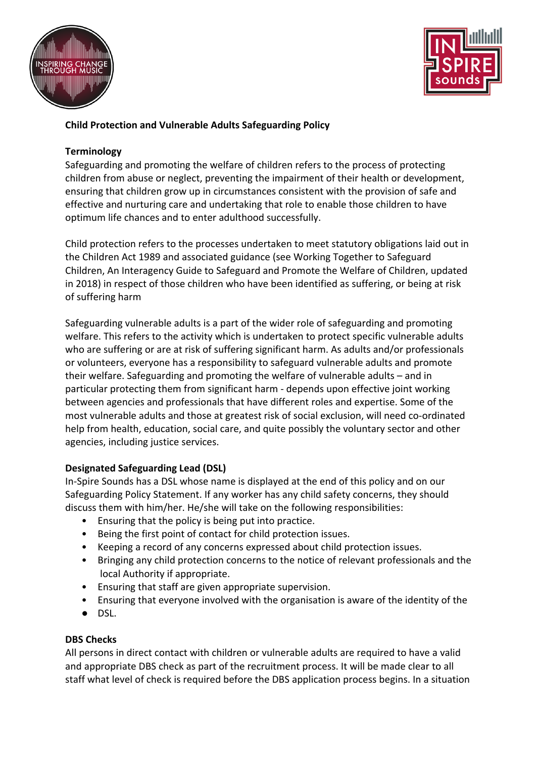**Child Protection and Vulnerable Adults Safeguarding Policy**

**Terminology**

Safeguarding and promoting the welfare of children refers to the process of protecting children from abuse or neglect, preventing the impairment of their health or development, ensuring that children grow up in circumstances consistent with the provision of safe and effective and nurturing care and undertaking that role to enable those children to have optimum life chances and to enter adulthood successfully.

Child protection refers to the processes undertaken to meet statutory obligations laid out in the Children Act 1989 and associated guidance (see Working Together to Safeguard Children, An Interagency Guide to Safeguard and Promote the Welfare of Children, updated in 2018) in respect of those children who have been identified as suffering, or being at risk of suffering harm

Safeguarding vulnerable adults is a part of the wider role of safeguarding and promoting welfare. This refers to the activity which is undertaken to protect specific vulnerable adults who are suffering or are at risk of suffering significant harm. As adults and/or professionals or volunteers, everyone has a responsibility to safeguard vulnerable adults and promote their welfare. Safeguarding and promoting the welfare of vulnerable adults – and in particular protecting them from significant harm - depends upon effective joint working between agencies and professionals that have different roles and expertise. Some of the most vulnerable adults and those at greatest risk of social exclusion, will need co-ordinated help from health, education, social care, and quite possibly the voluntary sector and other agencies, including justice services.

**Designated Safeguarding Lead (DSL)**

In-Spire Sounds has a DSL whose name is displayed at the end of this policy and on our Safeguarding Policy Statement. If any worker has any child safety concerns, they should discuss them with him/her. He/she will take on the following responsibilities:

- Ensuring that the policy is being put into practice.
- Being the first point of contact for child protection issues.
- Keeping a record of any concerns expressed about child protection issues.
- Bringing any child protection concerns to the notice of relevant professionals and the local Authority if appropriate.
- Ensuring that staff are given appropriate supervision.
- Ensuring that everyone involved with the organisation is aware of the identity of the
- DSL.

**DBS Checks**

All persons in direct contact with children or vulnerable adults are required to have a valid and appropriate DBS check as part of the recruitment process. It will be made clear to all staff what level of check is required before the DBS application process begins. In a situation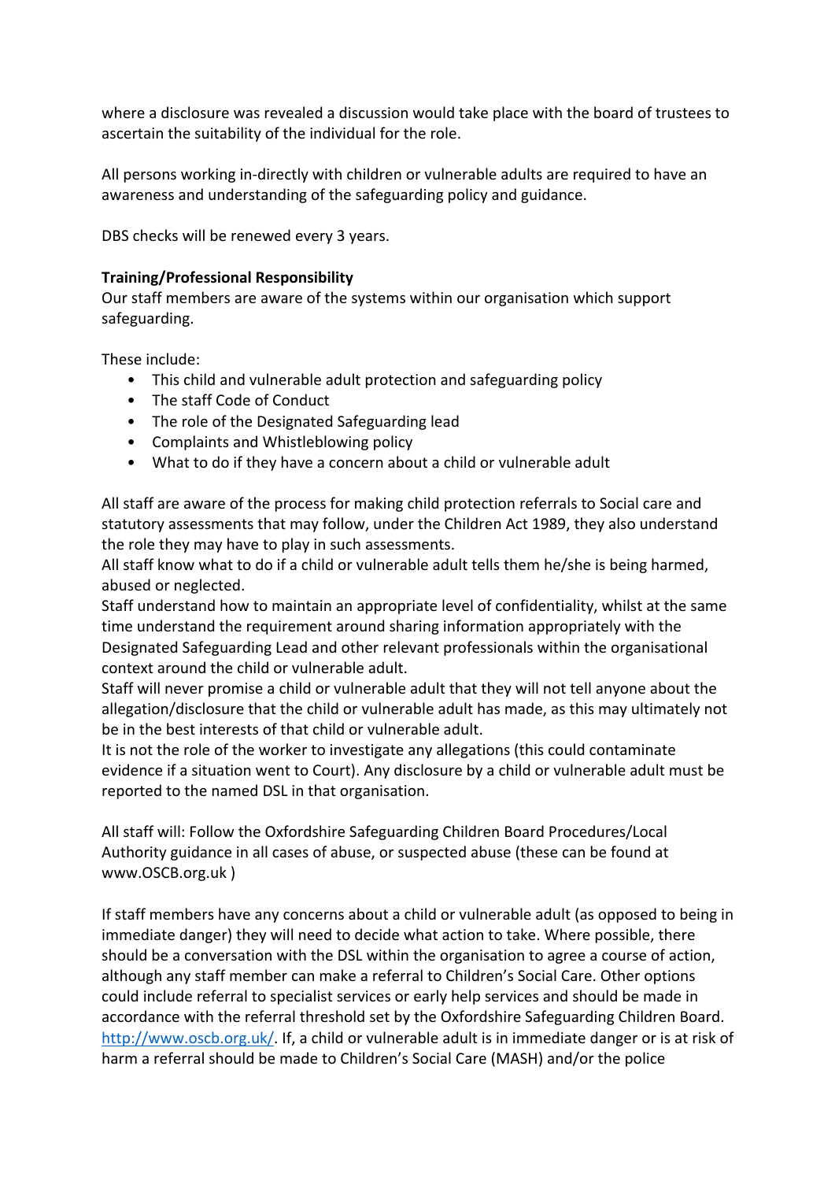where a disclosure was revealed a discussion would take place with the board of trustees to ascertain the suitability of the individual for the role.

All persons working in-directly with children or vulnerable adults are required to have an awareness and understanding of the safeguarding policy and guidance.

DBS checks will be renewed every 3 years.

**Training/Professional Responsibility**
Our staff members are aware of the systems within our organisation which support safeguarding.

These include:

- This child and vulnerable adult protection and safeguarding policy
- The staff Code of Conduct
- The role of the Designated Safeguarding lead
- Complaints and Whistleblowing policy
- What to do if they have a concern about a child or vulnerable adult

All staff are aware of the process for making child protection referrals to Social care and statutory assessments that may follow, under the Children Act 1989, they also understand the role they may have to play in such assessments.
All staff know what to do if a child or vulnerable adult tells them he/she is being harmed, abused or neglected.
Staff understand how to maintain an appropriate level of confidentiality, whilst at the same time understand the requirement around sharing information appropriately with the Designated Safeguarding Lead and other relevant professionals within the organisational context around the child or vulnerable adult.
Staff will never promise a child or vulnerable adult that they will not tell anyone about the allegation/disclosure that the child or vulnerable adult has made, as this may ultimately not be in the best interests of that child or vulnerable adult.
It is not the role of the worker to investigate any allegations (this could contaminate evidence if a situation went to Court). Any disclosure by a child or vulnerable adult must be reported to the named DSL in that organisation.

All staff will: Follow the Oxfordshire Safeguarding Children Board Procedures/Local Authority guidance in all cases of abuse, or suspected abuse (these can be found at www.OSCB.org.uk )

If staff members have any concerns about a child or vulnerable adult (as opposed to being in immediate danger) they will need to decide what action to take. Where possible, there should be a conversation with the DSL within the organisation to agree a course of action, although any staff member can make a referral to Children's Social Care. Other options could include referral to specialist services or early help services and should be made in accordance with the referral threshold set by the Oxfordshire Safeguarding Children Board. http://www.oscb.org.uk/. If, a child or vulnerable adult is in immediate danger or is at risk of harm a referral should be made to Children's Social Care (MASH) and/or the police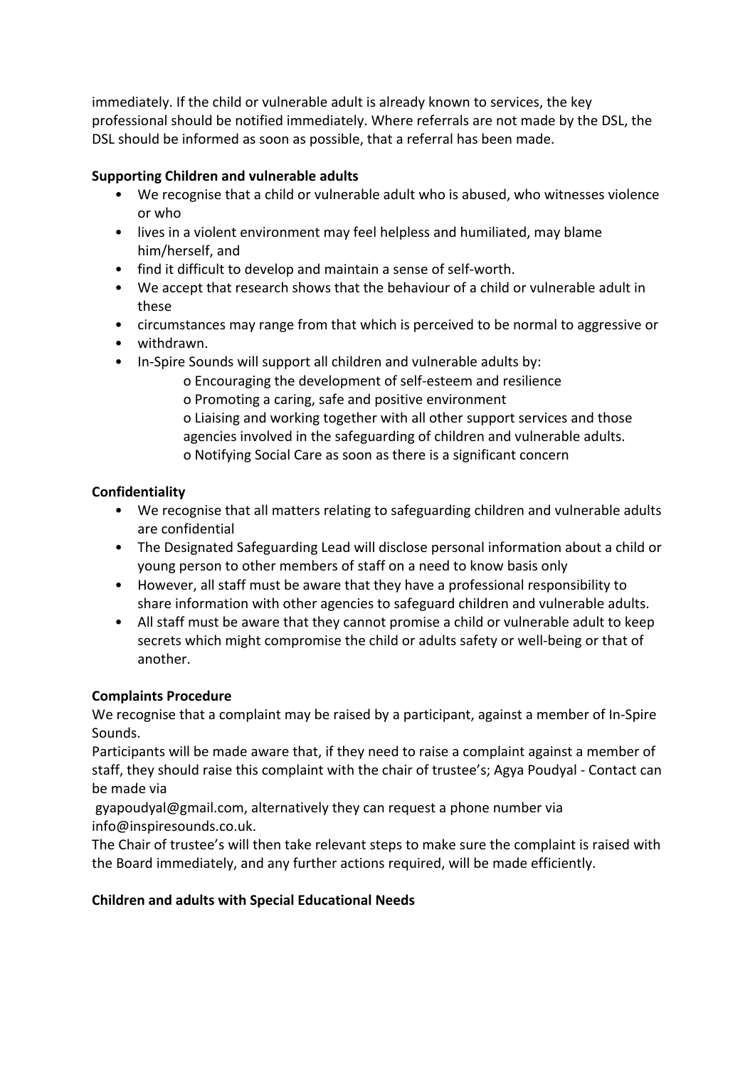immediately. If the child or vulnerable adult is already known to services, the key professional should be notified immediately. Where referrals are not made by the DSL, the DSL should be informed as soon as possible, that a referral has been made.

**Supporting Children and vulnerable adults**

- We recognise that a child or vulnerable adult who is abused, who witnesses violence or who
- lives in a violent environment may feel helpless and humiliated, may blame him/herself, and
- find it difficult to develop and maintain a sense of self-worth.
- We accept that research shows that the behaviour of a child or vulnerable adult in these
- circumstances may range from that which is perceived to be normal to aggressive or
- withdrawn.
- In-Spire Sounds will support all children and vulnerable adults by:
    - o Encouraging the development of self-esteem and resilience
    - o Promoting a caring, safe and positive environment
    - o Liaising and working together with all other support services and those agencies involved in the safeguarding of children and vulnerable adults.
    - o Notifying Social Care as soon as there is a significant concern

**Confidentiality**

- We recognise that all matters relating to safeguarding children and vulnerable adults are confidential
- The Designated Safeguarding Lead will disclose personal information about a child or young person to other members of staff on a need to know basis only
- However, all staff must be aware that they have a professional responsibility to share information with other agencies to safeguard children and vulnerable adults.
- All staff must be aware that they cannot promise a child or vulnerable adult to keep secrets which might compromise the child or adults safety or well-being or that of another.

**Complaints Procedure**

We recognise that a complaint may be raised by a participant, against a member of In-Spire Sounds.

Participants will be made aware that, if they need to raise a complaint against a member of staff, they should raise this complaint with the chair of trustee's; Agya Poudyal - Contact can be made via gyapoudyal@gmail.com, alternatively they can request a phone number via info@inspiresounds.co.uk.

The Chair of trustee's will then take relevant steps to make sure the complaint is raised with the Board immediately, and any further actions required, will be made efficiently.

**Children and adults with Special Educational Needs**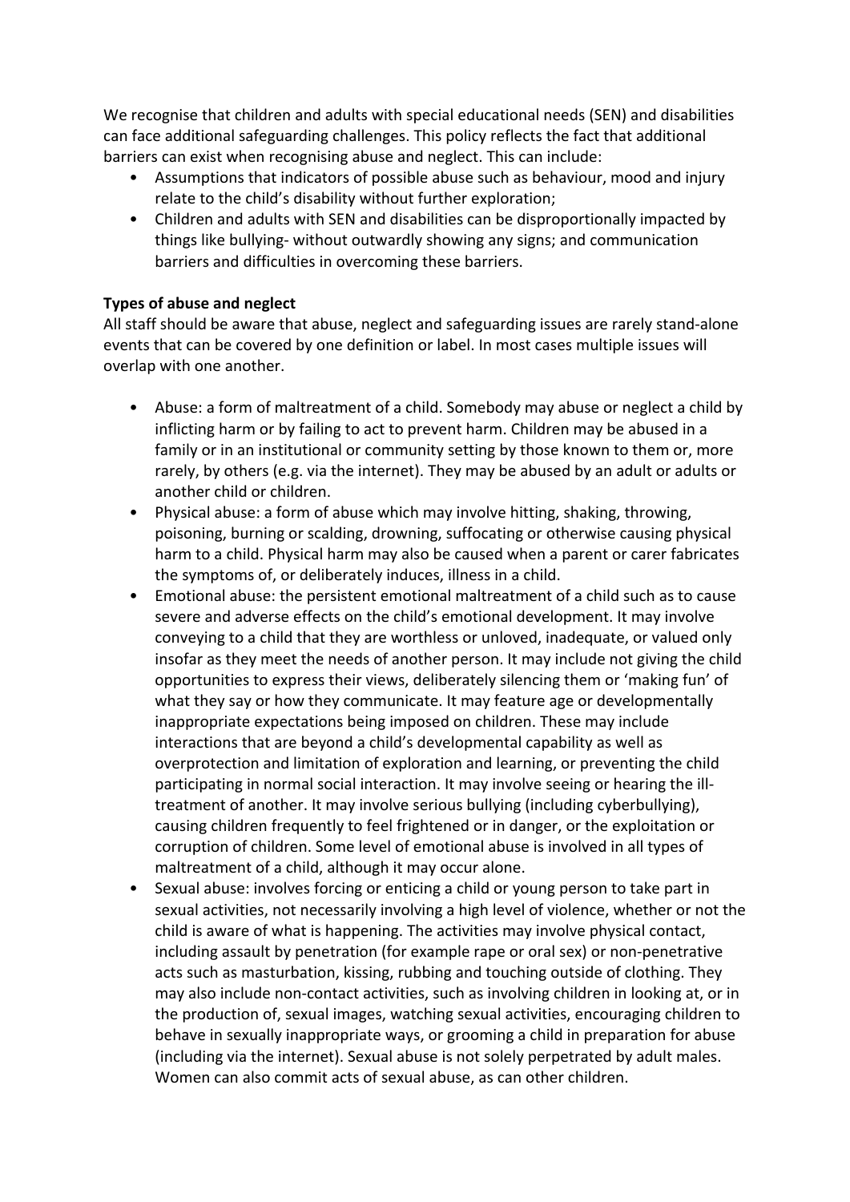We recognise that children and adults with special educational needs (SEN) and disabilities can face additional safeguarding challenges. This policy reflects the fact that additional barriers can exist when recognising abuse and neglect. This can include:

- Assumptions that indicators of possible abuse such as behaviour, mood and injury relate to the child's disability without further exploration;
- Children and adults with SEN and disabilities can be disproportionally impacted by things like bullying- without outwardly showing any signs; and communication barriers and difficulties in overcoming these barriers.

**Types of abuse and neglect**

All staff should be aware that abuse, neglect and safeguarding issues are rarely stand-alone events that can be covered by one definition or label. In most cases multiple issues will overlap with one another.

- Abuse: a form of maltreatment of a child. Somebody may abuse or neglect a child by inflicting harm or by failing to act to prevent harm. Children may be abused in a family or in an institutional or community setting by those known to them or, more rarely, by others (e.g. via the internet). They may be abused by an adult or adults or another child or children.
- Physical abuse: a form of abuse which may involve hitting, shaking, throwing, poisoning, burning or scalding, drowning, suffocating or otherwise causing physical harm to a child. Physical harm may also be caused when a parent or carer fabricates the symptoms of, or deliberately induces, illness in a child.
- Emotional abuse: the persistent emotional maltreatment of a child such as to cause severe and adverse effects on the child's emotional development. It may involve conveying to a child that they are worthless or unloved, inadequate, or valued only insofar as they meet the needs of another person. It may include not giving the child opportunities to express their views, deliberately silencing them or 'making fun' of what they say or how they communicate. It may feature age or developmentally inappropriate expectations being imposed on children. These may include interactions that are beyond a child's developmental capability as well as overprotection and limitation of exploration and learning, or preventing the child participating in normal social interaction. It may involve seeing or hearing the ill-treatment of another. It may involve serious bullying (including cyberbullying), causing children frequently to feel frightened or in danger, or the exploitation or corruption of children. Some level of emotional abuse is involved in all types of maltreatment of a child, although it may occur alone.
- Sexual abuse: involves forcing or enticing a child or young person to take part in sexual activities, not necessarily involving a high level of violence, whether or not the child is aware of what is happening. The activities may involve physical contact, including assault by penetration (for example rape or oral sex) or non-penetrative acts such as masturbation, kissing, rubbing and touching outside of clothing. They may also include non-contact activities, such as involving children in looking at, or in the production of, sexual images, watching sexual activities, encouraging children to behave in sexually inappropriate ways, or grooming a child in preparation for abuse (including via the internet). Sexual abuse is not solely perpetrated by adult males. Women can also commit acts of sexual abuse, as can other children.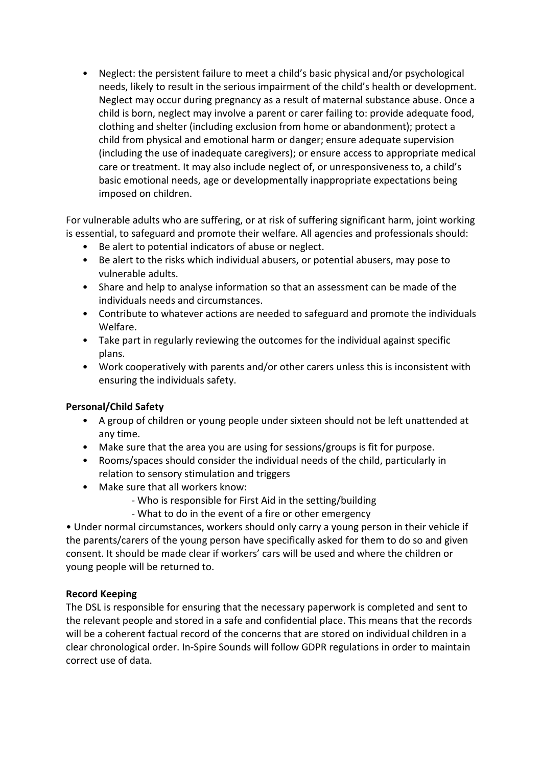- Neglect: the persistent failure to meet a child's basic physical and/or psychological needs, likely to result in the serious impairment of the child's health or development. Neglect may occur during pregnancy as a result of maternal substance abuse. Once a child is born, neglect may involve a parent or carer failing to: provide adequate food, clothing and shelter (including exclusion from home or abandonment); protect a child from physical and emotional harm or danger; ensure adequate supervision (including the use of inadequate caregivers); or ensure access to appropriate medical care or treatment. It may also include neglect of, or unresponsiveness to, a child's basic emotional needs, age or developmentally inappropriate expectations being imposed on children.

For vulnerable adults who are suffering, or at risk of suffering significant harm, joint working is essential, to safeguard and promote their welfare. All agencies and professionals should:

- Be alert to potential indicators of abuse or neglect.
- Be alert to the risks which individual abusers, or potential abusers, may pose to vulnerable adults.
- Share and help to analyse information so that an assessment can be made of the individuals needs and circumstances.
- Contribute to whatever actions are needed to safeguard and promote the individuals Welfare.
- Take part in regularly reviewing the outcomes for the individual against specific plans.
- Work cooperatively with parents and/or other carers unless this is inconsistent with ensuring the individuals safety.

**Personal/Child Safety**

- A group of children or young people under sixteen should not be left unattended at any time.
- Make sure that the area you are using for sessions/groups is fit for purpose.
- Rooms/spaces should consider the individual needs of the child, particularly in relation to sensory stimulation and triggers
- Make sure that all workers know:
  - Who is responsible for First Aid in the setting/building
  - What to do in the event of a fire or other emergency

- Under normal circumstances, workers should only carry a young person in their vehicle if the parents/carers of the young person have specifically asked for them to do so and given consent. It should be made clear if workers' cars will be used and where the children or young people will be returned to.

**Record Keeping**

The DSL is responsible for ensuring that the necessary paperwork is completed and sent to the relevant people and stored in a safe and confidential place. This means that the records will be a coherent factual record of the concerns that are stored on individual children in a clear chronological order. In-Spire Sounds will follow GDPR regulations in order to maintain correct use of data.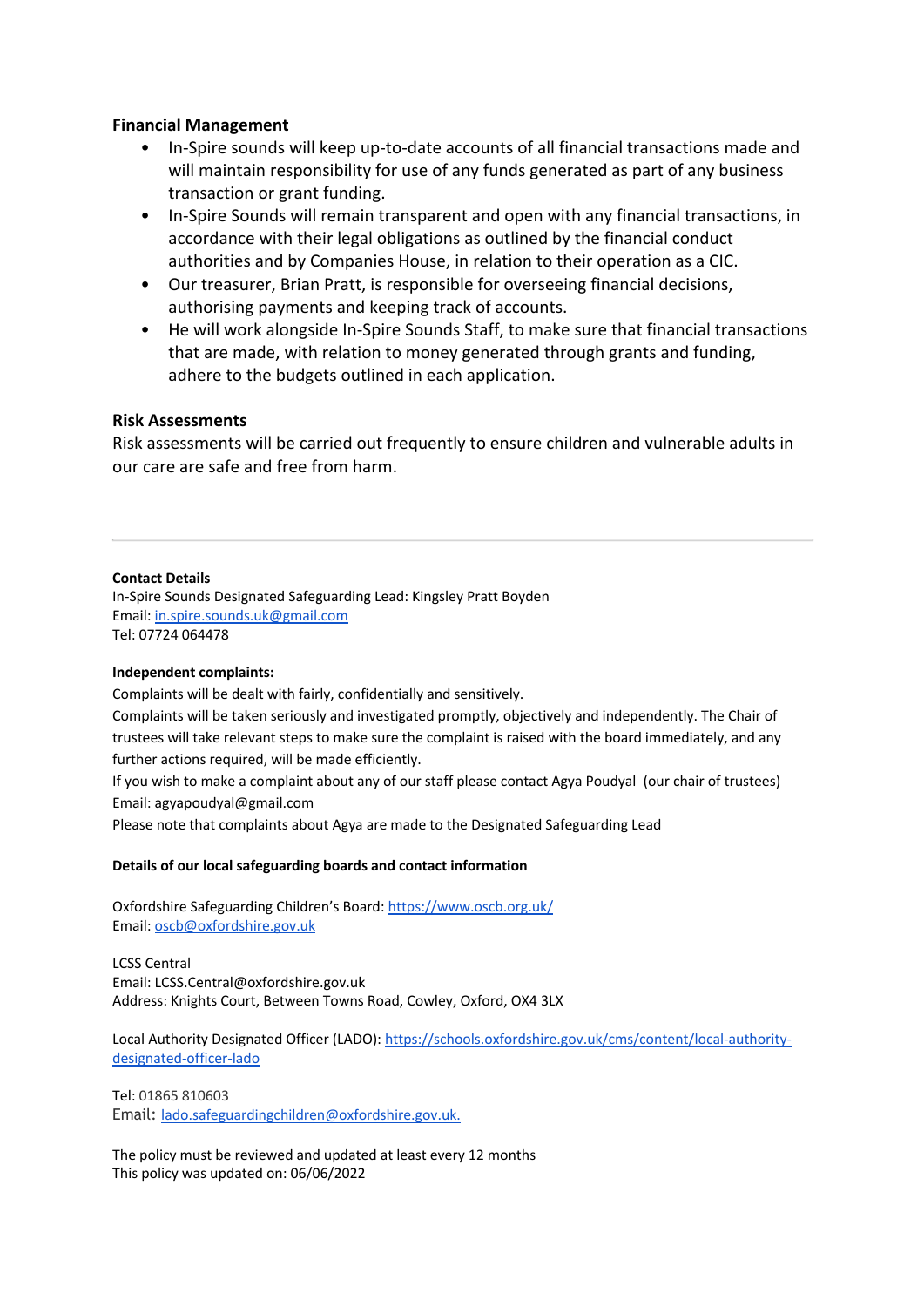## Financial Management

- In-Spire sounds will keep up-to-date accounts of all financial transactions made and will maintain responsibility for use of any funds generated as part of any business transaction or grant funding.
- In-Spire Sounds will remain transparent and open with any financial transactions, in accordance with their legal obligations as outlined by the financial conduct authorities and by Companies House, in relation to their operation as a CIC.
- Our treasurer, Brian Pratt, is responsible for overseeing financial decisions, authorising payments and keeping track of accounts.
- He will work alongside In-Spire Sounds Staff, to make sure that financial transactions that are made, with relation to money generated through grants and funding, adhere to the budgets outlined in each application.

## Risk Assessments

Risk assessments will be carried out frequently to ensure children and vulnerable adults in our care are safe and free from harm.

---

**Contact Details**

In-Spire Sounds Designated Safeguarding Lead: Kingsley Pratt Boyden
Email: in.spire.sounds.uk@gmail.com
Tel: 07724 064478

**Independent complaints:**

Complaints will be dealt with fairly, confidentially and sensitively.
Complaints will be taken seriously and investigated promptly, objectively and independently. The Chair of trustees will take relevant steps to make sure the complaint is raised with the board immediately, and any further actions required, will be made efficiently.
If you wish to make a complaint about any of our staff please contact Agya Poudyal (our chair of trustees)
Email: agyapoudyal@gmail.com
Please note that complaints about Agya are made to the Designated Safeguarding Lead

**Details of our local safeguarding boards and contact information**

Oxfordshire Safeguarding Children's Board: https://www.oscb.org.uk/
Email: oscb@oxfordshire.gov.uk

LCSS Central
Email: LCSS.Central@oxfordshire.gov.uk
Address: Knights Court, Between Towns Road, Cowley, Oxford, OX4 3LX

Local Authority Designated Officer (LADO): https://schools.oxfordshire.gov.uk/cms/content/local-authority-designated-officer-lado

Tel: 01865 810603
Email: lado.safeguardingchildren@oxfordshire.gov.uk.

The policy must be reviewed and updated at least every 12 months
This policy was updated on: 06/06/2022